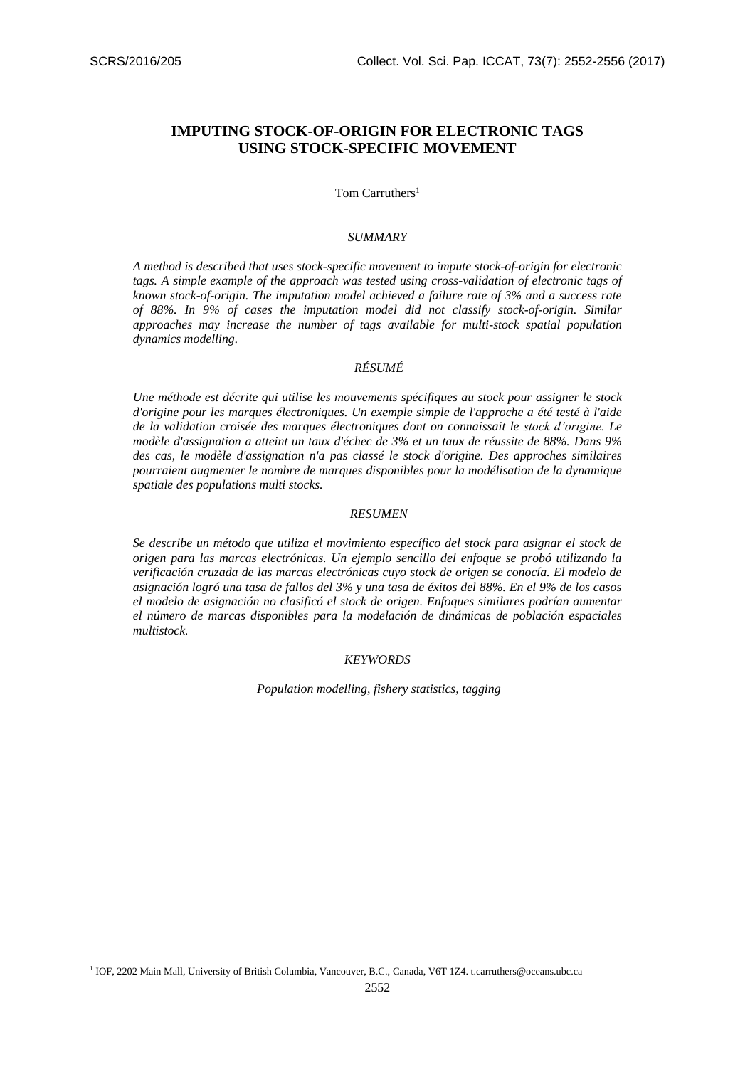# IMPUTING STOCK-OF-ORIGIN FOR ELECTRONIC TAGS USING STOCK-SPECIFIC MOVEMENT

Tom Carruthers[1]

## *SUMMARY*

*A method is described that uses stock-specific movement to impute stock-of-origin for electronic tags. A simple example of the approach was tested using cross-validation of electronic tags of known stock-of-origin. The imputation model achieved a failure rate of 3% and a success rate of 88%. In 9% of cases the imputation model did not classify stock-of-origin. Similar approaches may increase the number of tags available for multi-stock spatial population dynamics modelling.*

## *RÉSUMÉ*

*Une méthode est décrite qui utilise les mouvements spécifiques au stock pour assigner le stock d'origine pour les marques électroniques. Un exemple simple de l'approche a été testé à l'aide de la validation croisée des marques électroniques dont on connaissait le stock d'origine. Le modèle d'assignation a atteint un taux d'échec de 3% et un taux de réussite de 88%. Dans 9% des cas, le modèle d'assignation n'a pas classé le stock d'origine. Des approches similaires pourraient augmenter le nombre de marques disponibles pour la modélisation de la dynamique spatiale des populations multi stocks.*

## *RESUMEN*

*Se describe un método que utiliza el movimiento específico del stock para asignar el stock de origen para las marcas electrónicas. Un ejemplo sencillo del enfoque se probó utilizando la verificación cruzada de las marcas electrónicas cuyo stock de origen se conocía. El modelo de asignación logró una tasa de fallos del 3% y una tasa de éxitos del 88%. En el 9% de los casos el modelo de asignación no clasificó el stock de origen. Enfoques similares podrían aumentar el número de marcas disponibles para la modelación de dinámicas de población espaciales multistock.*

## *KEYWORDS*

*Population modelling, fishery statistics, tagging*

[1] IOF, 2202 Main Mall, University of British Columbia, Vancouver, B.C., Canada, V6T 1Z4. t.carruthers@oceans.ubc.ca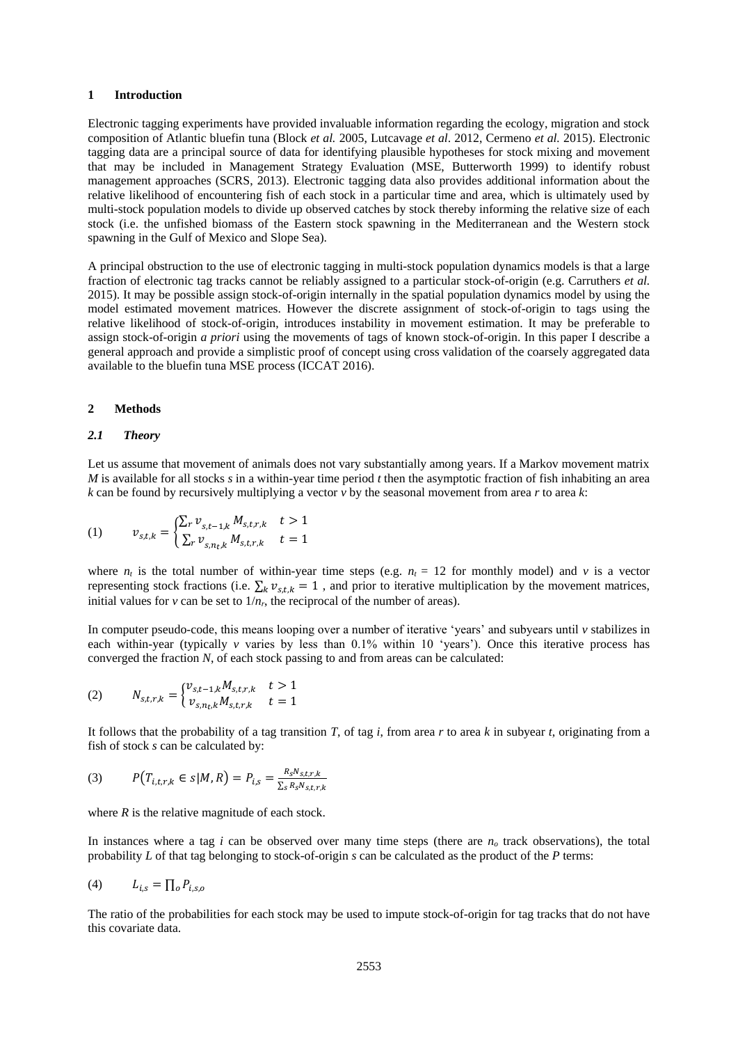## 1 Introduction

Electronic tagging experiments have provided invaluable information regarding the ecology, migration and stock composition of Atlantic bluefin tuna (Block *et al.* 2005, Lutcavage *et al*. 2012, Cermeno *et al.* 2015). Electronic tagging data are a principal source of data for identifying plausible hypotheses for stock mixing and movement that may be included in Management Strategy Evaluation (MSE, Butterworth 1999) to identify robust management approaches (SCRS, 2013). Electronic tagging data also provides additional information about the relative likelihood of encountering fish of each stock in a particular time and area, which is ultimately used by multi-stock population models to divide up observed catches by stock thereby informing the relative size of each stock (i.e. the unfished biomass of the Eastern stock spawning in the Mediterranean and the Western stock spawning in the Gulf of Mexico and Slope Sea).

A principal obstruction to the use of electronic tagging in multi-stock population dynamics models is that a large fraction of electronic tag tracks cannot be reliably assigned to a particular stock-of-origin (e.g. Carruthers *et al.* 2015). It may be possible assign stock-of-origin internally in the spatial population dynamics model by using the model estimated movement matrices. However the discrete assignment of stock-of-origin to tags using the relative likelihood of stock-of-origin, introduces instability in movement estimation. It may be preferable to assign stock-of-origin *a priori* using the movements of tags of known stock-of-origin. In this paper I describe a general approach and provide a simplistic proof of concept using cross validation of the coarsely aggregated data available to the bluefin tuna MSE process (ICCAT 2016).

## 2 Methods

### *2.1 Theory*

Let us assume that movement of animals does not vary substantially among years. If a Markov movement matrix *M* is available for all stocks *s* in a within-year time period *t* then the asymptotic fraction of fish inhabiting an area *k* can be found by recursively multiplying a vector *v* by the seasonal movement from area *r* to area *k*:

$$(1) \qquad v_{s,t,k} = \begin{cases} \sum_r v_{s,t-1,k} M_{s,t,r,k} & t > 1 \\ \sum_r v_{s,n_t,k} M_{s,t,r,k} & t = 1 \end{cases}$$

where $n_t$ is the total number of within-year time steps (e.g. $n_t$ = 12 for monthly model) and *v* is a vector representing stock fractions (i.e. $\sum_k v_{s,t,k} = 1$ , and prior to iterative multiplication by the movement matrices, initial values for *v* can be set to $1/n_r$, the reciprocal of the number of areas).

In computer pseudo-code, this means looping over a number of iterative 'years' and subyears until *v* stabilizes in each within-year (typically *v* varies by less than 0.1% within 10 'years'). Once this iterative process has converged the fraction *N*, of each stock passing to and from areas can be calculated:

$$(2) \qquad N_{s,t,r,k} = \begin{cases} v_{s,t-1,k} M_{s,t,r,k} & t > 1 \\ v_{s,n_t,k} M_{s,t,r,k} & t = 1 \end{cases}$$

It follows that the probability of a tag transition *T*, of tag *i*, from area *r* to area *k* in subyear *t*, originating from a fish of stock *s* can be calculated by:

$$(3) \qquad P(T_{i,t,r,k} \in s | M, R) = P_{i,s} = \frac{R_s N_{s,t,r,k}}{\sum_s R_s N_{s,t,r,k}}$$

where *R* is the relative magnitude of each stock.

In instances where a tag *i* can be observed over many time steps (there are $n_o$ track observations), the total probability *L* of that tag belonging to stock-of-origin *s* can be calculated as the product of the *P* terms:

$$(4) \qquad L_{i,s} = \prod_o P_{i,s,o}$$

The ratio of the probabilities for each stock may be used to impute stock-of-origin for tag tracks that do not have this covariate data.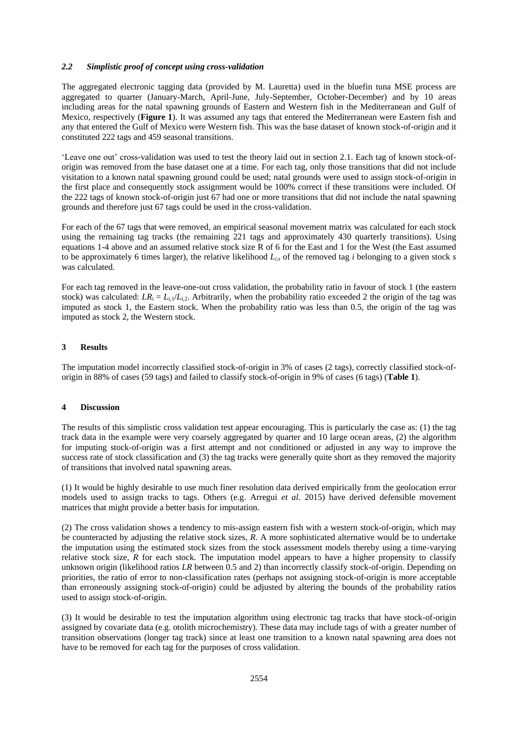### *2.2 Simplistic proof of concept using cross-validation*

The aggregated electronic tagging data (provided by M. Lauretta) used in the bluefin tuna MSE process are aggregated to quarter (January-March, April-June, July-September, October-December) and by 10 areas including areas for the natal spawning grounds of Eastern and Western fish in the Mediterranean and Gulf of Mexico, respectively (**Figure 1**). It was assumed any tags that entered the Mediterranean were Eastern fish and any that entered the Gulf of Mexico were Western fish. This was the base dataset of known stock-of-origin and it constituted 222 tags and 459 seasonal transitions.

'Leave one out' cross-validation was used to test the theory laid out in section 2.1. Each tag of known stock-of-origin was removed from the base dataset one at a time. For each tag, only those transitions that did not include visitation to a known natal spawning ground could be used; natal grounds were used to assign stock-of-origin in the first place and consequently stock assignment would be 100% correct if these transitions were included. Of the 222 tags of known stock-of-origin just 67 had one or more transitions that did not include the natal spawning grounds and therefore just 67 tags could be used in the cross-validation.

For each of the 67 tags that were removed, an empirical seasonal movement matrix was calculated for each stock using the remaining tag tracks (the remaining 221 tags and approximately 430 quarterly transitions). Using equations 1-4 above and an assumed relative stock size R of 6 for the East and 1 for the West (the East assumed to be approximately 6 times larger), the relative likelihood $L_{i,s}$ of the removed tag $i$ belonging to a given stock $s$ was calculated.

For each tag removed in the leave-one-out cross validation, the probability ratio in favour of stock 1 (the eastern stock) was calculated: $LR_i = L_{i,1}/L_{i,2}$. Arbitrarily, when the probability ratio exceeded 2 the origin of the tag was imputed as stock 1, the Eastern stock. When the probability ratio was less than 0.5, the origin of the tag was imputed as stock 2, the Western stock.

## 3 Results

The imputation model incorrectly classified stock-of-origin in 3% of cases (2 tags), correctly classified stock-of-origin in 88% of cases (59 tags) and failed to classify stock-of-origin in 9% of cases (6 tags) (**Table 1**).

## 4 Discussion

The results of this simplistic cross validation test appear encouraging. This is particularly the case as: (1) the tag track data in the example were very coarsely aggregated by quarter and 10 large ocean areas, (2) the algorithm for imputing stock-of-origin was a first attempt and not conditioned or adjusted in any way to improve the success rate of stock classification and (3) the tag tracks were generally quite short as they removed the majority of transitions that involved natal spawning areas.

(1) It would be highly desirable to use much finer resolution data derived empirically from the geolocation error models used to assign tracks to tags. Others (e.g. Arregui *et al.* 2015) have derived defensible movement matrices that might provide a better basis for imputation.

(2) The cross validation shows a tendency to mis-assign eastern fish with a western stock-of-origin, which may be counteracted by adjusting the relative stock sizes, *R*. A more sophisticated alternative would be to undertake the imputation using the estimated stock sizes from the stock assessment models thereby using a time-varying relative stock size, *R* for each stock. The imputation model appears to have a higher propensity to classify unknown origin (likelihood ratios *LR* between 0.5 and 2) than incorrectly classify stock-of-origin. Depending on priorities, the ratio of error to non-classification rates (perhaps not assigning stock-of-origin is more acceptable than erroneously assigning stock-of-origin) could be adjusted by altering the bounds of the probability ratios used to assign stock-of-origin.

(3) It would be desirable to test the imputation algorithm using electronic tag tracks that have stock-of-origin assigned by covariate data (e.g. otolith microchemistry). These data may include tags of with a greater number of transition observations (longer tag track) since at least one transition to a known natal spawning area does not have to be removed for each tag for the purposes of cross validation.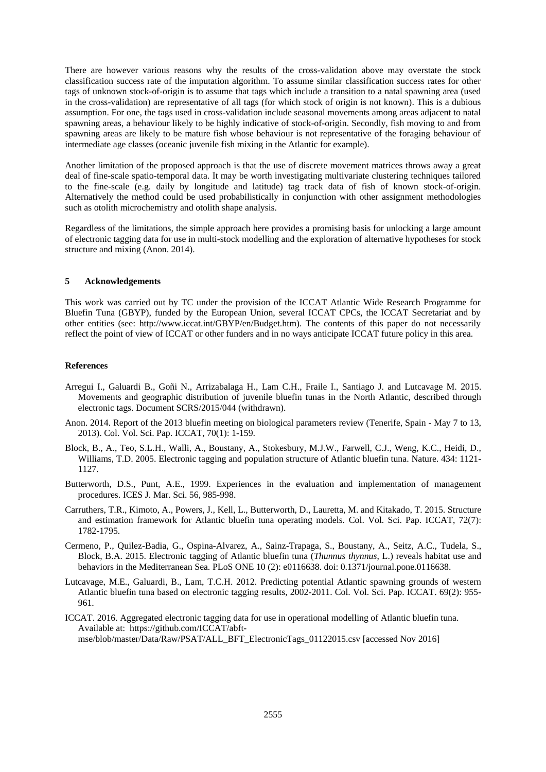There are however various reasons why the results of the cross-validation above may overstate the stock classification success rate of the imputation algorithm. To assume similar classification success rates for other tags of unknown stock-of-origin is to assume that tags which include a transition to a natal spawning area (used in the cross-validation) are representative of all tags (for which stock of origin is not known). This is a dubious assumption. For one, the tags used in cross-validation include seasonal movements among areas adjacent to natal spawning areas, a behaviour likely to be highly indicative of stock-of-origin. Secondly, fish moving to and from spawning areas are likely to be mature fish whose behaviour is not representative of the foraging behaviour of intermediate age classes (oceanic juvenile fish mixing in the Atlantic for example).

Another limitation of the proposed approach is that the use of discrete movement matrices throws away a great deal of fine-scale spatio-temporal data. It may be worth investigating multivariate clustering techniques tailored to the fine-scale (e.g. daily by longitude and latitude) tag track data of fish of known stock-of-origin. Alternatively the method could be used probabilistically in conjunction with other assignment methodologies such as otolith microchemistry and otolith shape analysis.

Regardless of the limitations, the simple approach here provides a promising basis for unlocking a large amount of electronic tagging data for use in multi-stock modelling and the exploration of alternative hypotheses for stock structure and mixing (Anon. 2014).

## 5 Acknowledgements

This work was carried out by TC under the provision of the ICCAT Atlantic Wide Research Programme for Bluefin Tuna (GBYP), funded by the European Union, several ICCAT CPCs, the ICCAT Secretariat and by other entities (see: http://www.iccat.int/GBYP/en/Budget.htm). The contents of this paper do not necessarily reflect the point of view of ICCAT or other funders and in no ways anticipate ICCAT future policy in this area.

## References

Arregui I., Galuardi B., Goñi N., Arrizabalaga H., Lam C.H., Fraile I., Santiago J. and Lutcavage M. 2015. Movements and geographic distribution of juvenile bluefin tunas in the North Atlantic, described through electronic tags. Document SCRS/2015/044 (withdrawn).

Anon. 2014. Report of the 2013 bluefin meeting on biological parameters review (Tenerife, Spain - May 7 to 13, 2013). Col. Vol. Sci. Pap. ICCAT, 70(1): 1-159.

Block, B., A., Teo, S.L.H., Walli, A., Boustany, A., Stokesbury, M.J.W., Farwell, C.J., Weng, K.C., Heidi, D., Williams, T.D. 2005. Electronic tagging and population structure of Atlantic bluefin tuna. Nature. 434: 1121-1127.

Butterworth, D.S., Punt, A.E., 1999. Experiences in the evaluation and implementation of management procedures. ICES J. Mar. Sci. 56, 985-998.

Carruthers, T.R., Kimoto, A., Powers, J., Kell, L., Butterworth, D., Lauretta, M. and Kitakado, T. 2015. Structure and estimation framework for Atlantic bluefin tuna operating models. Col. Vol. Sci. Pap. ICCAT, 72(7): 1782-1795.

Cermeno, P., Quilez-Badia, G., Ospina-Alvarez, A., Sainz-Trapaga, S., Boustany, A., Seitz, A.C., Tudela, S., Block, B.A. 2015. Electronic tagging of Atlantic bluefin tuna (*Thunnus thynnus*, L.) reveals habitat use and behaviors in the Mediterranean Sea. PLoS ONE 10 (2): e0116638. doi: 0.1371/journal.pone.0116638.

Lutcavage, M.E., Galuardi, B., Lam, T.C.H. 2012. Predicting potential Atlantic spawning grounds of western Atlantic bluefin tuna based on electronic tagging results, 2002-2011. Col. Vol. Sci. Pap. ICCAT. 69(2): 955-961.

ICCAT. 2016. Aggregated electronic tagging data for use in operational modelling of Atlantic bluefin tuna. Available at: https://github.com/ICCAT/abft-mse/blob/master/Data/Raw/PSAT/ALL_BFT_ElectronicTags_01122015.csv [accessed Nov 2016]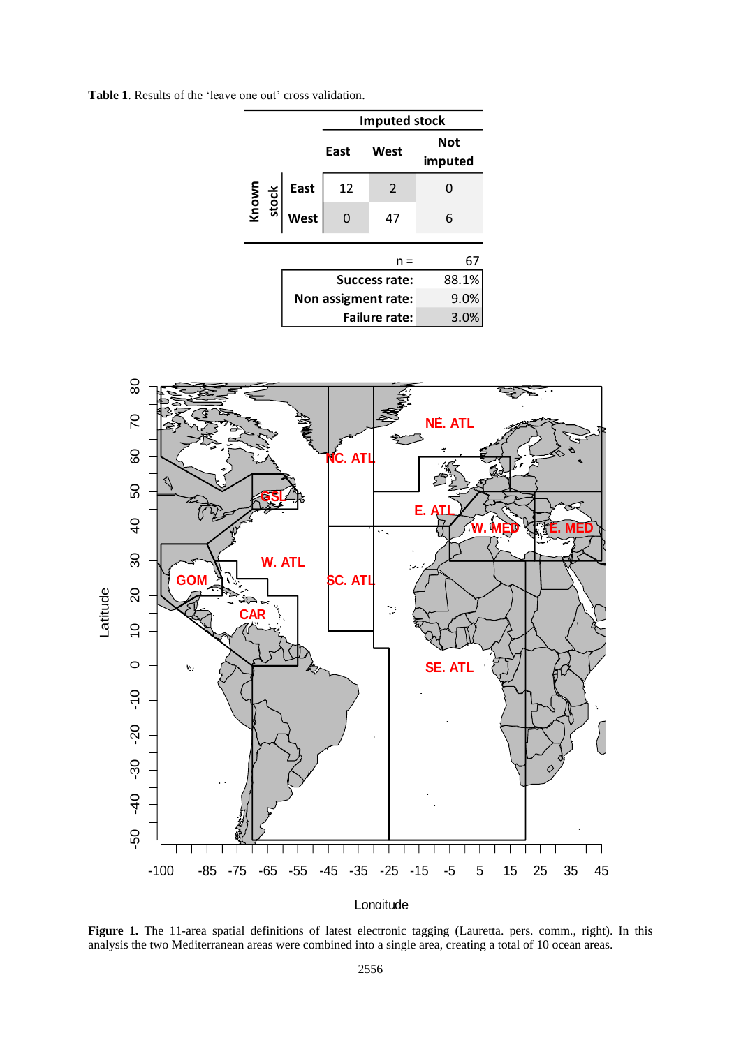**Table 1**. Results of the 'leave one out' cross validation.

| | | Imputed stock | | |
|---|---|---|---|---|
| | | East | West | Not imputed |
| Known stock | East | 12 | 2 | 0 |
| | West | 0 | 47 | 6 |

| | |
|---|---|
| n = | 67 |
| Success rate: | 88.1% |
| Non assigment rate: | 9.0% |
| Failure rate: | 3.0% |

Latitude

80
70
60
50
40
30
20
10
0
-10
-20
-30
-40
-50

NE. ATL
NC. ATL
GSL
E. ATL
W. MED
E. MED
W. ATL
GOM
SC. ATL
CAR
SE. ATL

-100 -85 -75 -65 -55 -45 -35 -25 -15 -5 5 15 25 35 45

Longitude

**Figure 1.** The 11-area spatial definitions of latest electronic tagging (Lauretta. pers. comm., right). In this analysis the two Mediterranean areas were combined into a single area, creating a total of 10 ocean areas.